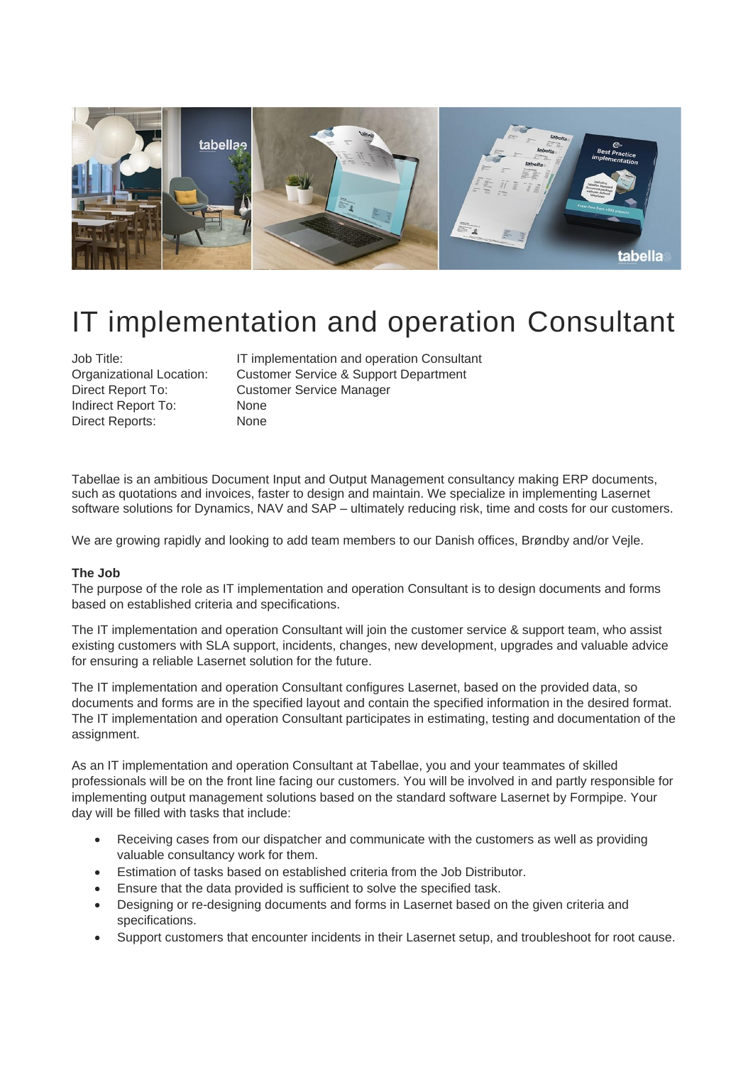# IT implementation and operation Consultant

| | |
|---|---|
| Job Title: | IT implementation and operation Consultant |
| Organizational Location: | Customer Service & Support Department |
| Direct Report To: | Customer Service Manager |
| Indirect Report To: | None |
| Direct Reports: | None |

Tabellae is an ambitious Document Input and Output Management consultancy making ERP documents, such as quotations and invoices, faster to design and maintain. We specialize in implementing Lasernet software solutions for Dynamics, NAV and SAP – ultimately reducing risk, time and costs for our customers.

We are growing rapidly and looking to add team members to our Danish offices, Brøndby and/or Vejle.

**The Job**

The purpose of the role as IT implementation and operation Consultant is to design documents and forms based on established criteria and specifications.

The IT implementation and operation Consultant will join the customer service & support team, who assist existing customers with SLA support, incidents, changes, new development, upgrades and valuable advice for ensuring a reliable Lasernet solution for the future.

The IT implementation and operation Consultant configures Lasernet, based on the provided data, so documents and forms are in the specified layout and contain the specified information in the desired format. The IT implementation and operation Consultant participates in estimating, testing and documentation of the assignment.

As an IT implementation and operation Consultant at Tabellae, you and your teammates of skilled professionals will be on the front line facing our customers. You will be involved in and partly responsible for implementing output management solutions based on the standard software Lasernet by Formpipe. Your day will be filled with tasks that include:

- Receiving cases from our dispatcher and communicate with the customers as well as providing valuable consultancy work for them.
- Estimation of tasks based on established criteria from the Job Distributor.
- Ensure that the data provided is sufficient to solve the specified task.
- Designing or re-designing documents and forms in Lasernet based on the given criteria and specifications.
- Support customers that encounter incidents in their Lasernet setup, and troubleshoot for root cause.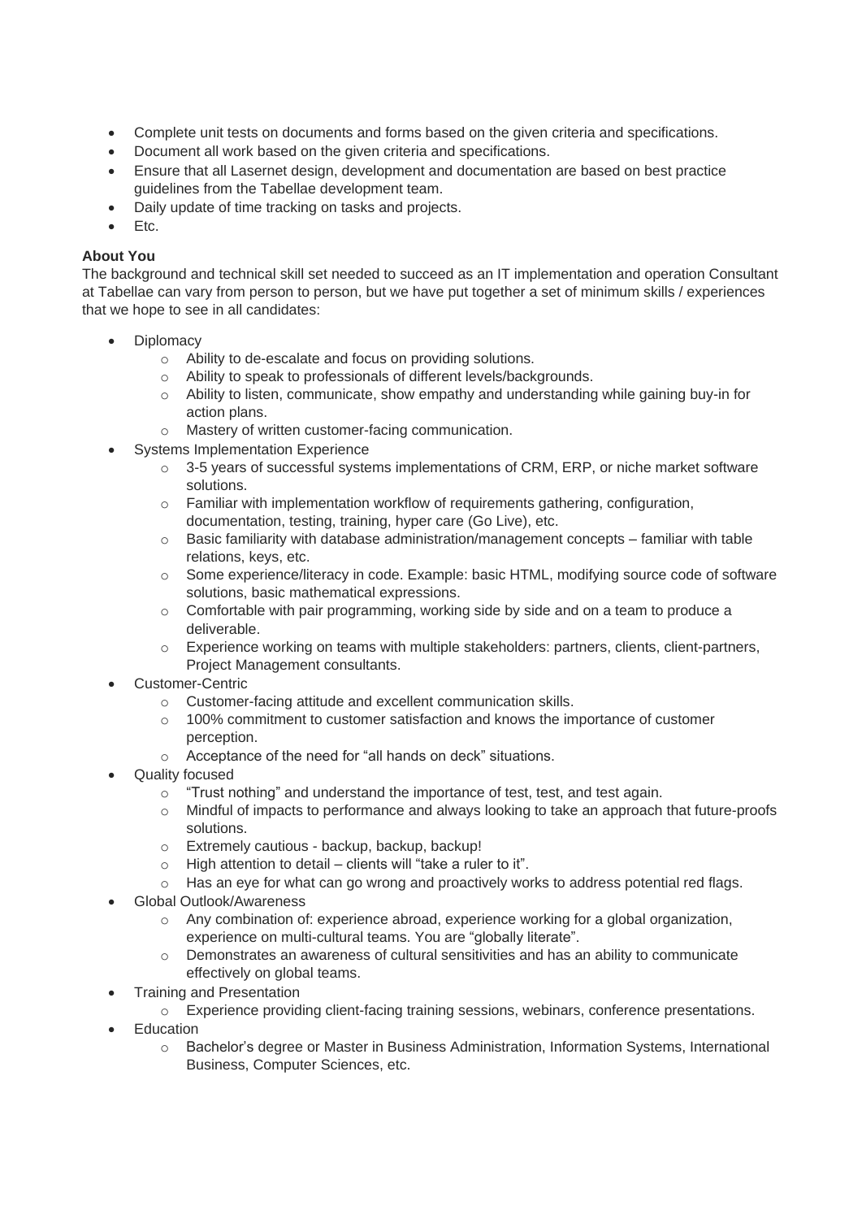- Complete unit tests on documents and forms based on the given criteria and specifications.
- Document all work based on the given criteria and specifications.
- Ensure that all Lasernet design, development and documentation are based on best practice guidelines from the Tabellae development team.
- Daily update of time tracking on tasks and projects.
- Etc.

**About You**

The background and technical skill set needed to succeed as an IT implementation and operation Consultant at Tabellae can vary from person to person, but we have put together a set of minimum skills / experiences that we hope to see in all candidates:

- Diplomacy
  - Ability to de-escalate and focus on providing solutions.
  - Ability to speak to professionals of different levels/backgrounds.
  - Ability to listen, communicate, show empathy and understanding while gaining buy-in for action plans.
  - Mastery of written customer-facing communication.
- Systems Implementation Experience
  - 3-5 years of successful systems implementations of CRM, ERP, or niche market software solutions.
  - Familiar with implementation workflow of requirements gathering, configuration, documentation, testing, training, hyper care (Go Live), etc.
  - Basic familiarity with database administration/management concepts – familiar with table relations, keys, etc.
  - Some experience/literacy in code. Example: basic HTML, modifying source code of software solutions, basic mathematical expressions.
  - Comfortable with pair programming, working side by side and on a team to produce a deliverable.
  - Experience working on teams with multiple stakeholders: partners, clients, client-partners, Project Management consultants.
- Customer-Centric
  - Customer-facing attitude and excellent communication skills.
  - 100% commitment to customer satisfaction and knows the importance of customer perception.
  - Acceptance of the need for "all hands on deck" situations.
- Quality focused
  - "Trust nothing" and understand the importance of test, test, and test again.
  - Mindful of impacts to performance and always looking to take an approach that future-proofs solutions.
  - Extremely cautious - backup, backup, backup!
  - High attention to detail – clients will "take a ruler to it".
  - Has an eye for what can go wrong and proactively works to address potential red flags.
- Global Outlook/Awareness
  - Any combination of: experience abroad, experience working for a global organization, experience on multi-cultural teams. You are "globally literate".
  - Demonstrates an awareness of cultural sensitivities and has an ability to communicate effectively on global teams.
- Training and Presentation
  - Experience providing client-facing training sessions, webinars, conference presentations.
- Education
  - Bachelor's degree or Master in Business Administration, Information Systems, International Business, Computer Sciences, etc.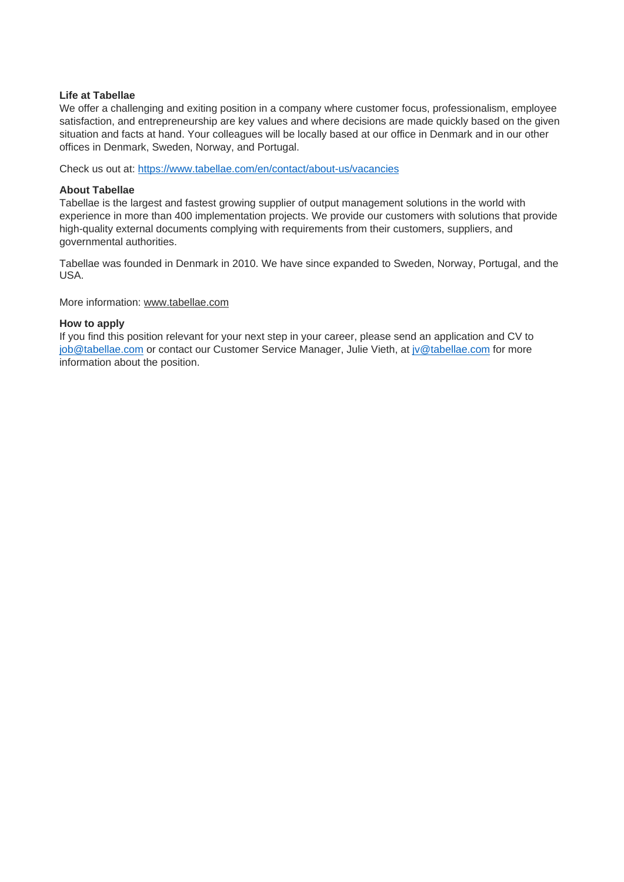**Life at Tabellae**
We offer a challenging and exiting position in a company where customer focus, professionalism, employee satisfaction, and entrepreneurship are key values and where decisions are made quickly based on the given situation and facts at hand. Your colleagues will be locally based at our office in Denmark and in our other offices in Denmark, Sweden, Norway, and Portugal.

Check us out at: https://www.tabellae.com/en/contact/about-us/vacancies

**About Tabellae**
Tabellae is the largest and fastest growing supplier of output management solutions in the world with experience in more than 400 implementation projects. We provide our customers with solutions that provide high-quality external documents complying with requirements from their customers, suppliers, and governmental authorities.

Tabellae was founded in Denmark in 2010. We have since expanded to Sweden, Norway, Portugal, and the USA.

More information: www.tabellae.com

**How to apply**
If you find this position relevant for your next step in your career, please send an application and CV to job@tabellae.com or contact our Customer Service Manager, Julie Vieth, at jv@tabellae.com for more information about the position.